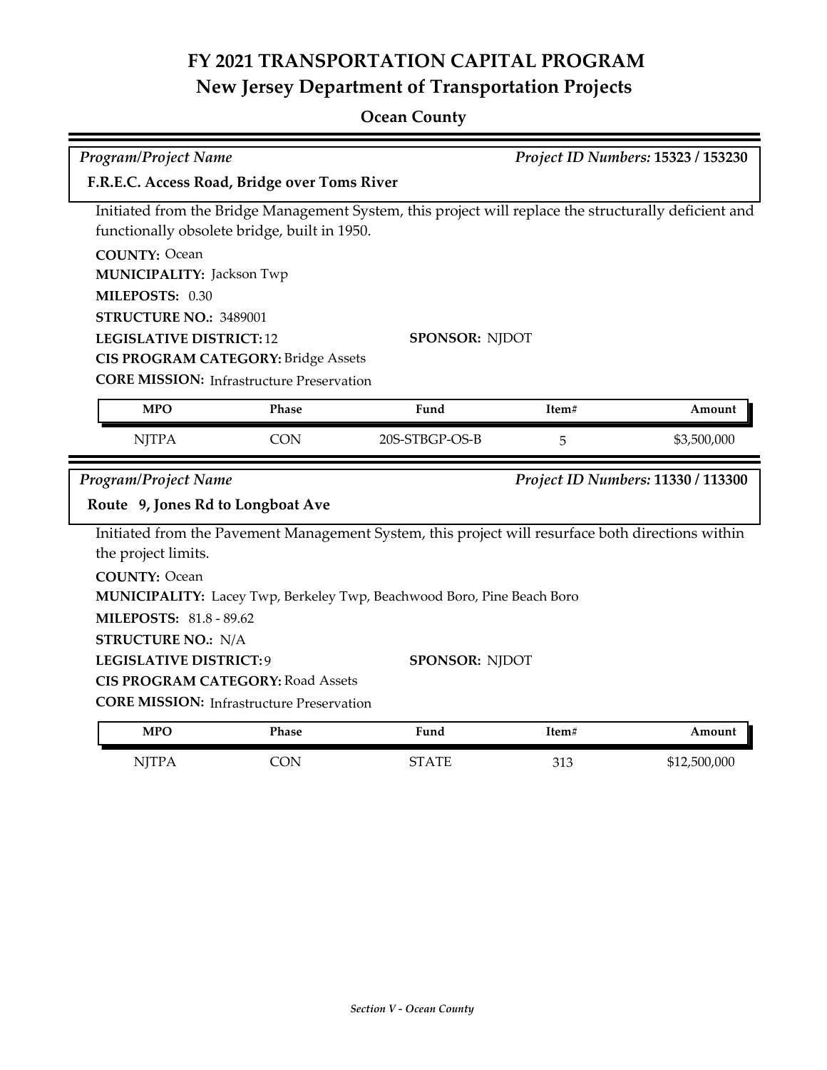# FY 2021 TRANSPORTATION CAPITAL PROGRAM
## New Jersey Department of Transportation Projects

### Ocean County

*Program/Project Name* — *Project ID Numbers:* **15323 / 153230**

**F.R.E.C. Access Road, Bridge over Toms River**

Initiated from the Bridge Management System, this project will replace the structurally deficient and functionally obsolete bridge, built in 1950.

**COUNTY:** Ocean
**MUNICIPALITY:** Jackson Twp
**MILEPOSTS:** 0.30
**STRUCTURE NO.:** 3489001
**LEGISLATIVE DISTRICT:** 12
**SPONSOR:** NJDOT
**CIS PROGRAM CATEGORY:** Bridge Assets
**CORE MISSION:** Infrastructure Preservation

| MPO | Phase | Fund | Item# | Amount |
|---|---|---|---|---|
| NJTPA | CON | 20S-STBGP-OS-B | 5 | $3,500,000 |

*Program/Project Name* — *Project ID Numbers:* **11330 / 113300**

**Route 9, Jones Rd to Longboat Ave**

Initiated from the Pavement Management System, this project will resurface both directions within the project limits.

**COUNTY:** Ocean
**MUNICIPALITY:** Lacey Twp, Berkeley Twp, Beachwood Boro, Pine Beach Boro
**MILEPOSTS:** 81.8 - 89.62
**STRUCTURE NO.:** N/A
**LEGISLATIVE DISTRICT:** 9
**SPONSOR:** NJDOT
**CIS PROGRAM CATEGORY:** Road Assets
**CORE MISSION:** Infrastructure Preservation

| MPO | Phase | Fund | Item# | Amount |
|---|---|---|---|---|
| NJTPA | CON | STATE | 313 | $12,500,000 |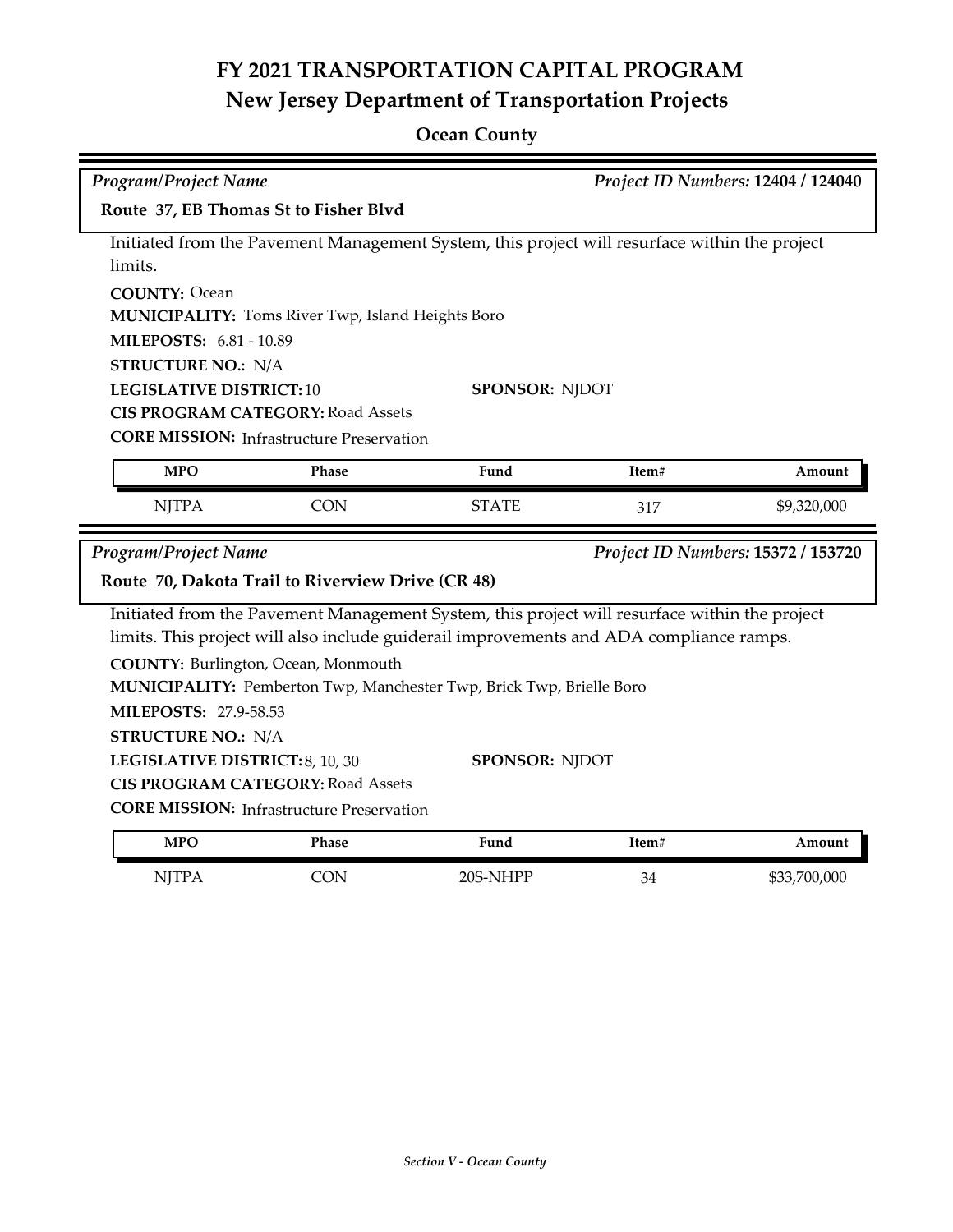# FY 2021 TRANSPORTATION CAPITAL PROGRAM
## New Jersey Department of Transportation Projects

### Ocean County

*Program/Project Name* — *Project ID Numbers:* **12404 / 124040**

**Route 37, EB Thomas St to Fisher Blvd**

Initiated from the Pavement Management System, this project will resurface within the project limits.

**COUNTY:** Ocean
**MUNICIPALITY:** Toms River Twp, Island Heights Boro
**MILEPOSTS:** 6.81 - 10.89
**STRUCTURE NO.:** N/A
**LEGISLATIVE DISTRICT:** 10
**SPONSOR:** NJDOT
**CIS PROGRAM CATEGORY:** Road Assets
**CORE MISSION:** Infrastructure Preservation

| MPO | Phase | Fund | Item# | Amount |
|---|---|---|---|---|
| NJTPA | CON | STATE | 317 | $9,320,000 |

*Program/Project Name* — *Project ID Numbers:* **15372 / 153720**

**Route 70, Dakota Trail to Riverview Drive (CR 48)**

Initiated from the Pavement Management System, this project will resurface within the project limits. This project will also include guiderail improvements and ADA compliance ramps.

**COUNTY:** Burlington, Ocean, Monmouth
**MUNICIPALITY:** Pemberton Twp, Manchester Twp, Brick Twp, Brielle Boro
**MILEPOSTS:** 27.9-58.53
**STRUCTURE NO.:** N/A
**LEGISLATIVE DISTRICT:** 8, 10, 30
**SPONSOR:** NJDOT
**CIS PROGRAM CATEGORY:** Road Assets
**CORE MISSION:** Infrastructure Preservation

| MPO | Phase | Fund | Item# | Amount |
|---|---|---|---|---|
| NJTPA | CON | 20S-NHPP | 34 | $33,700,000 |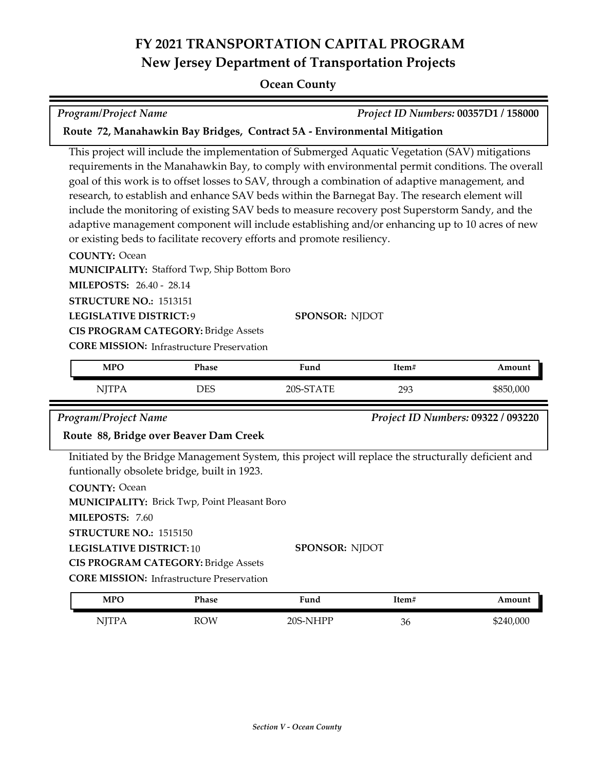# FY 2021 TRANSPORTATION CAPITAL PROGRAM
## New Jersey Department of Transportation Projects

### Ocean County

*Program/Project Name* *Project ID Numbers:* **00357D1 / 158000**

**Route 72, Manahawkin Bay Bridges, Contract 5A - Environmental Mitigation**

This project will include the implementation of Submerged Aquatic Vegetation (SAV) mitigations requirements in the Manahawkin Bay, to comply with environmental permit conditions. The overall goal of this work is to offset losses to SAV, through a combination of adaptive management, and research, to establish and enhance SAV beds within the Barnegat Bay. The research element will include the monitoring of existing SAV beds to measure recovery post Superstorm Sandy, and the adaptive management component will include establishing and/or enhancing up to 10 acres of new or existing beds to facilitate recovery efforts and promote resiliency.

**COUNTY:** Ocean
**MUNICIPALITY:** Stafford Twp, Ship Bottom Boro
**MILEPOSTS:** 26.40 - 28.14
**STRUCTURE NO.:** 1513151
**LEGISLATIVE DISTRICT:** 9
**SPONSOR:** NJDOT
**CIS PROGRAM CATEGORY:** Bridge Assets
**CORE MISSION:** Infrastructure Preservation

| MPO | Phase | Fund | Item# | Amount |
|---|---|---|---|---|
| NJTPA | DES | 20S-STATE | 293 | $850,000 |

*Program/Project Name* *Project ID Numbers:* **09322 / 093220**

**Route 88, Bridge over Beaver Dam Creek**

Initiated by the Bridge Management System, this project will replace the structurally deficient and funtionally obsolete bridge, built in 1923.

**COUNTY:** Ocean
**MUNICIPALITY:** Brick Twp, Point Pleasant Boro
**MILEPOSTS:** 7.60
**STRUCTURE NO.:** 1515150
**LEGISLATIVE DISTRICT:** 10
**SPONSOR:** NJDOT
**CIS PROGRAM CATEGORY:** Bridge Assets
**CORE MISSION:** Infrastructure Preservation

| MPO | Phase | Fund | Item# | Amount |
|---|---|---|---|---|
| NJTPA | ROW | 20S-NHPP | 36 | $240,000 |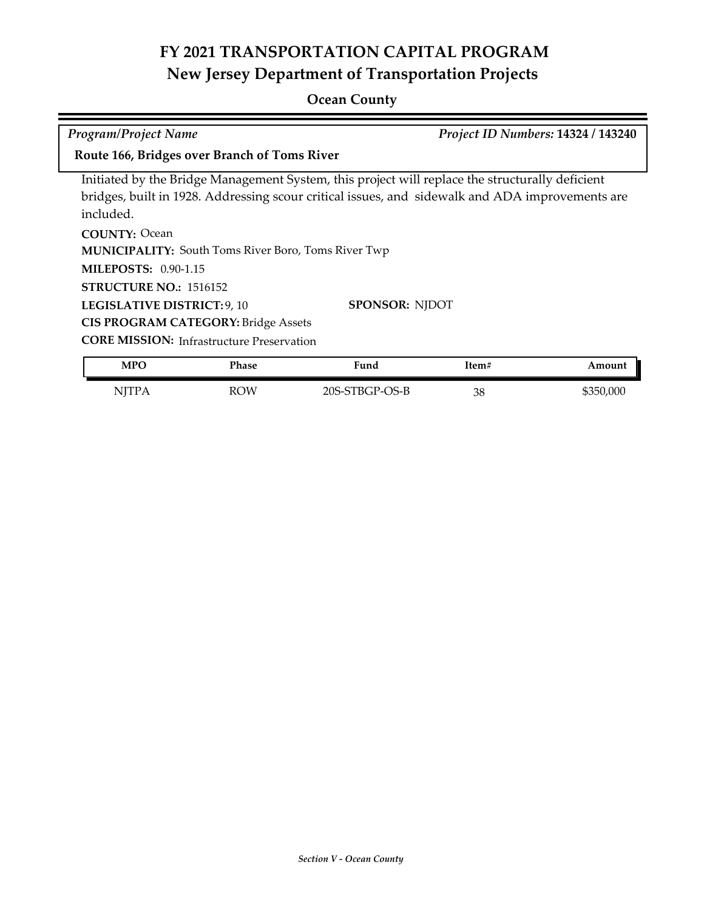# FY 2021 TRANSPORTATION CAPITAL PROGRAM
## New Jersey Department of Transportation Projects

### Ocean County

*Program/Project Name* — *Project ID Numbers:* **14324 / 143240**

**Route 166, Bridges over Branch of Toms River**

Initiated by the Bridge Management System, this project will replace the structurally deficient bridges, built in 1928. Addressing scour critical issues, and sidewalk and ADA improvements are included.

**COUNTY:** Ocean

**MUNICIPALITY:** South Toms River Boro, Toms River Twp

**MILEPOSTS:** 0.90-1.15

**STRUCTURE NO.:** 1516152

**LEGISLATIVE DISTRICT:** 9, 10

**SPONSOR:** NJDOT

**CIS PROGRAM CATEGORY:** Bridge Assets

**CORE MISSION:** Infrastructure Preservation

| MPO | Phase | Fund | Item# | Amount |
|---|---|---|---|---|
| NJTPA | ROW | 20S-STBGP-OS-B | 38 | $350,000 |